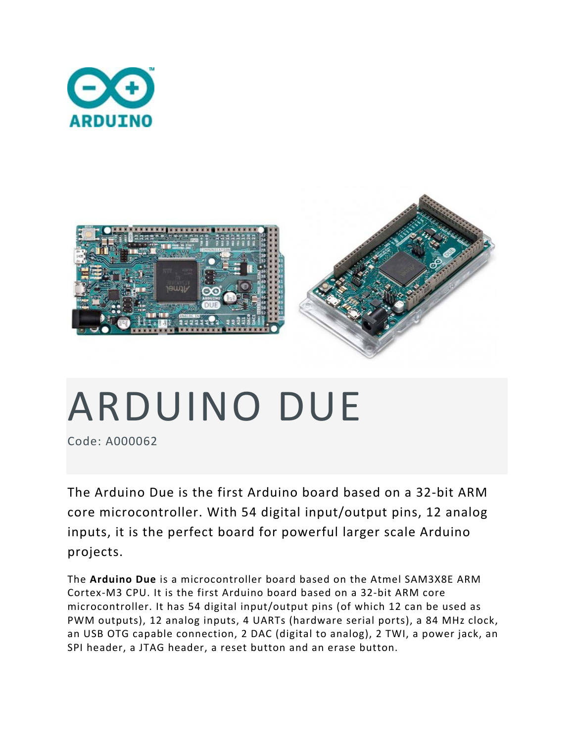# ARDUINO DUE

Code: A000062

The Arduino Due is the first Arduino board based on a 32-bit ARM core microcontroller. With 54 digital input/output pins, 12 analog inputs, it is the perfect board for powerful larger scale Arduino projects.

The **Arduino Due** is a microcontroller board based on the Atmel SAM3X8E ARM Cortex-M3 CPU. It is the first Arduino board based on a 32-bit ARM core microcontroller. It has 54 digital input/output pins (of which 12 can be used as PWM outputs), 12 analog inputs, 4 UARTs (hardware serial ports), a 84 MHz clock, an USB OTG capable connection, 2 DAC (digital to analog), 2 TWI, a power jack, an SPI header, a JTAG header, a reset button and an erase button.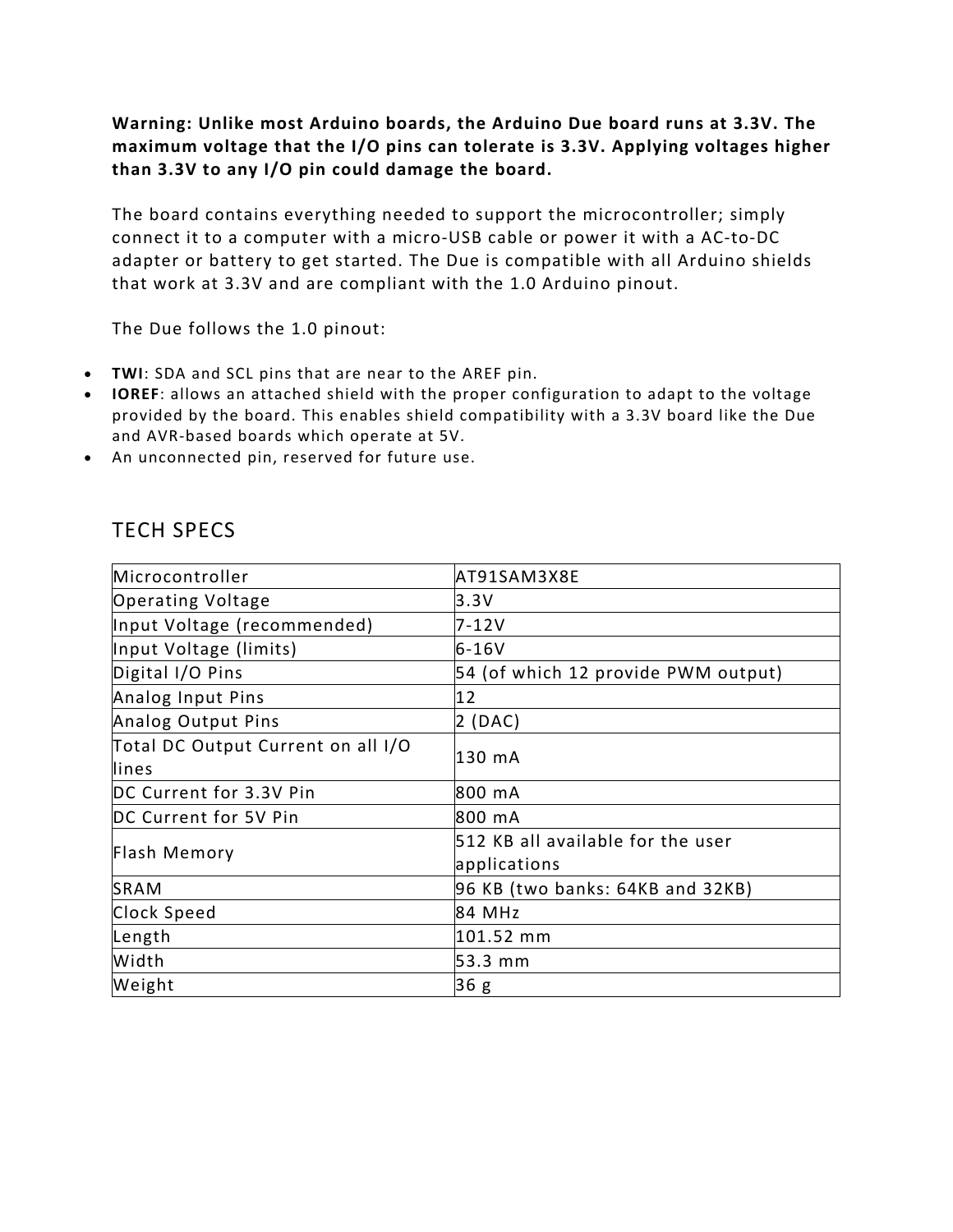**Warning: Unlike most Arduino boards, the Arduino Due board runs at 3.3V. The maximum voltage that the I/O pins can tolerate is 3.3V. Applying voltages higher than 3.3V to any I/O pin could damage the board.**

The board contains everything needed to support the microcontroller; simply connect it to a computer with a micro-USB cable or power it with a AC-to-DC adapter or battery to get started. The Due is compatible with all Arduino shields that work at 3.3V and are compliant with the 1.0 Arduino pinout.

The Due follows the 1.0 pinout:

- **TWI**: SDA and SCL pins that are near to the AREF pin.
- **IOREF**: allows an attached shield with the proper configuration to adapt to the voltage provided by the board. This enables shield compatibility with a 3.3V board like the Due and AVR-based boards which operate at 5V.
- An unconnected pin, reserved for future use.

## TECH SPECS

| | |
|---|---|
| Microcontroller | AT91SAM3X8E |
| Operating Voltage | 3.3V |
| Input Voltage (recommended) | 7-12V |
| Input Voltage (limits) | 6-16V |
| Digital I/O Pins | 54 (of which 12 provide PWM output) |
| Analog Input Pins | 12 |
| Analog Output Pins | 2 (DAC) |
| Total DC Output Current on all I/O lines | 130 mA |
| DC Current for 3.3V Pin | 800 mA |
| DC Current for 5V Pin | 800 mA |
| Flash Memory | 512 KB all available for the user applications |
| SRAM | 96 KB (two banks: 64KB and 32KB) |
| Clock Speed | 84 MHz |
| Length | 101.52 mm |
| Width | 53.3 mm |
| Weight | 36 g |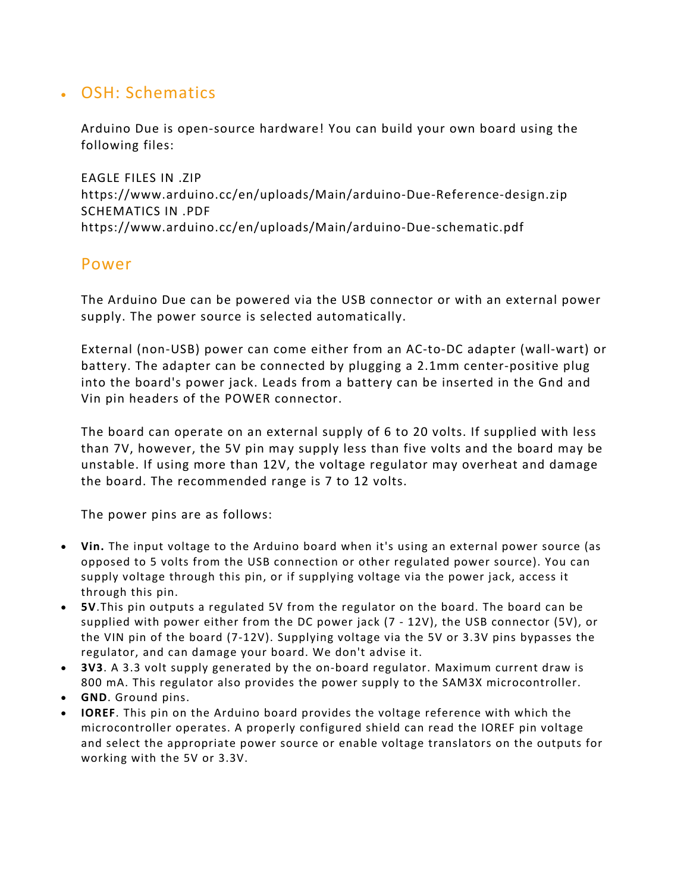- ## OSH: Schematics

Arduino Due is open-source hardware! You can build your own board using the following files:

EAGLE FILES IN .ZIP
https://www.arduino.cc/en/uploads/Main/arduino-Due-Reference-design.zip
SCHEMATICS IN .PDF
https://www.arduino.cc/en/uploads/Main/arduino-Due-schematic.pdf

## Power

The Arduino Due can be powered via the USB connector or with an external power supply. The power source is selected automatically.

External (non-USB) power can come either from an AC-to-DC adapter (wall-wart) or battery. The adapter can be connected by plugging a 2.1mm center-positive plug into the board's power jack. Leads from a battery can be inserted in the Gnd and Vin pin headers of the POWER connector.

The board can operate on an external supply of 6 to 20 volts. If supplied with less than 7V, however, the 5V pin may supply less than five volts and the board may be unstable. If using more than 12V, the voltage regulator may overheat and damage the board. The recommended range is 7 to 12 volts.

The power pins are as follows:

- **Vin.** The input voltage to the Arduino board when it's using an external power source (as opposed to 5 volts from the USB connection or other regulated power source). You can supply voltage through this pin, or if supplying voltage via the power jack, access it through this pin.
- **5V**.This pin outputs a regulated 5V from the regulator on the board. The board can be supplied with power either from the DC power jack (7 - 12V), the USB connector (5V), or the VIN pin of the board (7-12V). Supplying voltage via the 5V or 3.3V pins bypasses the regulator, and can damage your board. We don't advise it.
- **3V3**. A 3.3 volt supply generated by the on-board regulator. Maximum current draw is 800 mA. This regulator also provides the power supply to the SAM3X microcontroller.
- **GND**. Ground pins.
- **IOREF**. This pin on the Arduino board provides the voltage reference with which the microcontroller operates. A properly configured shield can read the IOREF pin voltage and select the appropriate power source or enable voltage translators on the outputs for working with the 5V or 3.3V.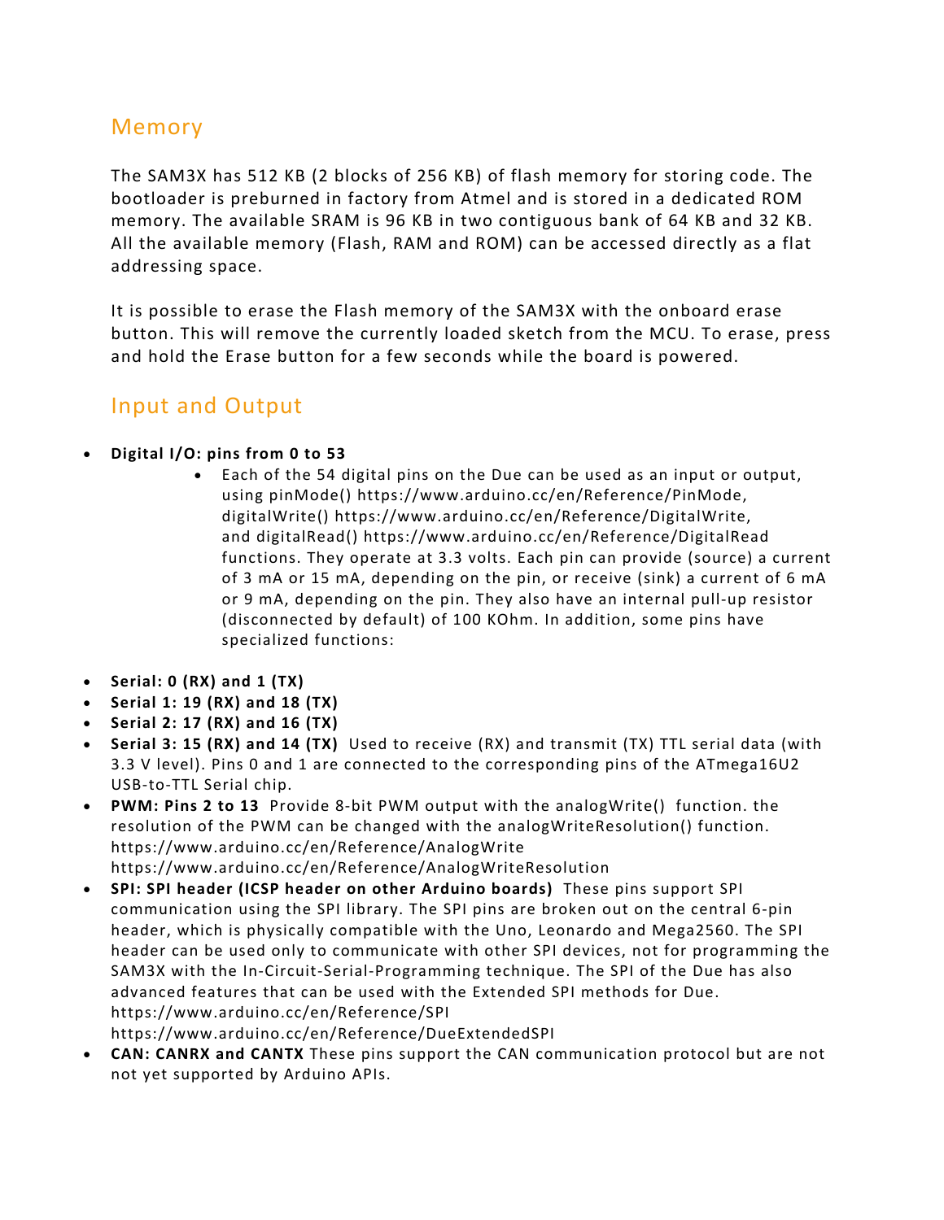## Memory

The SAM3X has 512 KB (2 blocks of 256 KB) of flash memory for storing code. The bootloader is preburned in factory from Atmel and is stored in a dedicated ROM memory. The available SRAM is 96 KB in two contiguous bank of 64 KB and 32 KB. All the available memory (Flash, RAM and ROM) can be accessed directly as a flat addressing space.

It is possible to erase the Flash memory of the SAM3X with the onboard erase button. This will remove the currently loaded sketch from the MCU. To erase, press and hold the Erase button for a few seconds while the board is powered.

## Input and Output

- **Digital I/O: pins from 0 to 53**
    - Each of the 54 digital pins on the Due can be used as an input or output, using pinMode() https://www.arduino.cc/en/Reference/PinMode, digitalWrite() https://www.arduino.cc/en/Reference/DigitalWrite, and digitalRead() https://www.arduino.cc/en/Reference/DigitalRead functions. They operate at 3.3 volts. Each pin can provide (source) a current of 3 mA or 15 mA, depending on the pin, or receive (sink) a current of 6 mA or 9 mA, depending on the pin. They also have an internal pull-up resistor (disconnected by default) of 100 KOhm. In addition, some pins have specialized functions:
- **Serial: 0 (RX) and 1 (TX)**
- **Serial 1: 19 (RX) and 18 (TX)**
- **Serial 2: 17 (RX) and 16 (TX)**
- **Serial 3: 15 (RX) and 14 (TX)** Used to receive (RX) and transmit (TX) TTL serial data (with 3.3 V level). Pins 0 and 1 are connected to the corresponding pins of the ATmega16U2 USB-to-TTL Serial chip.
- **PWM: Pins 2 to 13** Provide 8-bit PWM output with the analogWrite() function. the resolution of the PWM can be changed with the analogWriteResolution() function. https://www.arduino.cc/en/Reference/AnalogWrite https://www.arduino.cc/en/Reference/AnalogWriteResolution
- **SPI: SPI header (ICSP header on other Arduino boards)** These pins support SPI communication using the SPI library. The SPI pins are broken out on the central 6-pin header, which is physically compatible with the Uno, Leonardo and Mega2560. The SPI header can be used only to communicate with other SPI devices, not for programming the SAM3X with the In-Circuit-Serial-Programming technique. The SPI of the Due has also advanced features that can be used with the Extended SPI methods for Due. https://www.arduino.cc/en/Reference/SPI https://www.arduino.cc/en/Reference/DueExtendedSPI
- **CAN: CANRX and CANTX** These pins support the CAN communication protocol but are not not yet supported by Arduino APIs.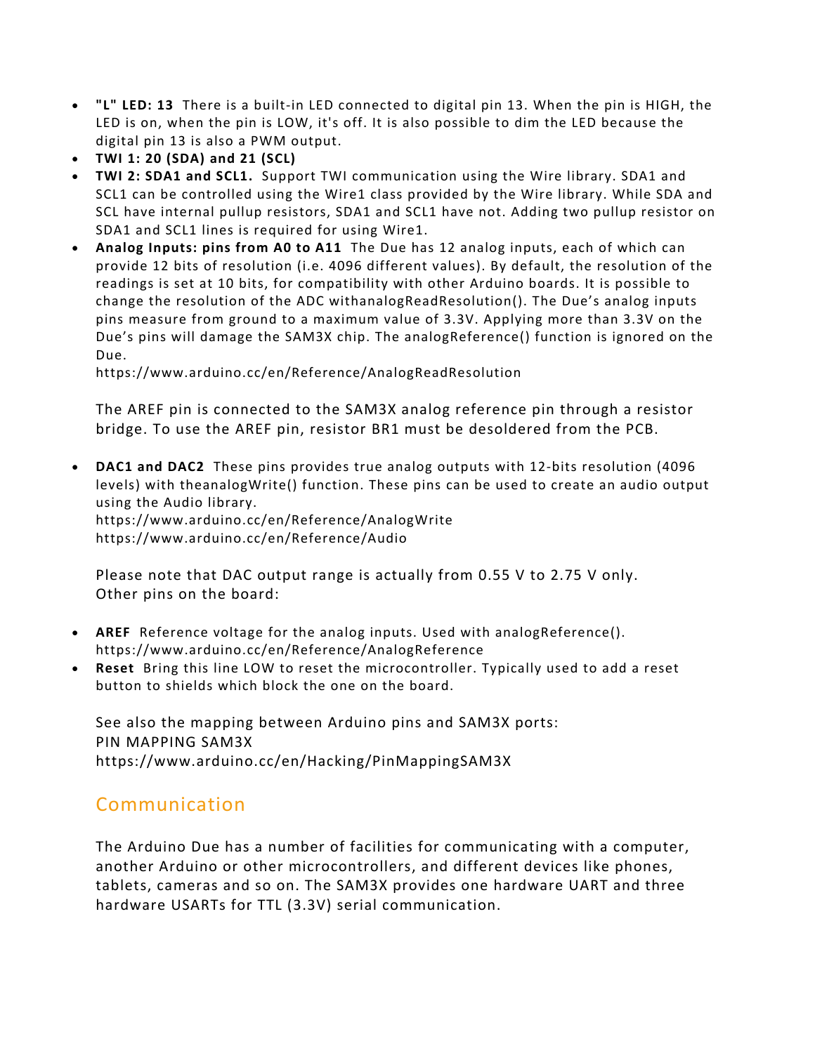- **"L" LED: 13** There is a built-in LED connected to digital pin 13. When the pin is HIGH, the LED is on, when the pin is LOW, it's off. It is also possible to dim the LED because the digital pin 13 is also a PWM output.
- **TWI 1: 20 (SDA) and 21 (SCL)**
- **TWI 2: SDA1 and SCL1.** Support TWI communication using the Wire library. SDA1 and SCL1 can be controlled using the Wire1 class provided by the Wire library. While SDA and SCL have internal pullup resistors, SDA1 and SCL1 have not. Adding two pullup resistor on SDA1 and SCL1 lines is required for using Wire1.
- **Analog Inputs: pins from A0 to A11** The Due has 12 analog inputs, each of which can provide 12 bits of resolution (i.e. 4096 different values). By default, the resolution of the readings is set at 10 bits, for compatibility with other Arduino boards. It is possible to change the resolution of the ADC withanalogReadResolution(). The Due's analog inputs pins measure from ground to a maximum value of 3.3V. Applying more than 3.3V on the Due's pins will damage the SAM3X chip. The analogReference() function is ignored on the Due.
  https://www.arduino.cc/en/Reference/AnalogReadResolution

  The AREF pin is connected to the SAM3X analog reference pin through a resistor bridge. To use the AREF pin, resistor BR1 must be desoldered from the PCB.

- **DAC1 and DAC2** These pins provides true analog outputs with 12-bits resolution (4096 levels) with theanalogWrite() function. These pins can be used to create an audio output using the Audio library.
  https://www.arduino.cc/en/Reference/AnalogWrite
  https://www.arduino.cc/en/Reference/Audio

  Please note that DAC output range is actually from 0.55 V to 2.75 V only.
  Other pins on the board:

- **AREF** Reference voltage for the analog inputs. Used with analogReference().
  https://www.arduino.cc/en/Reference/AnalogReference
- **Reset** Bring this line LOW to reset the microcontroller. Typically used to add a reset button to shields which block the one on the board.

  See also the mapping between Arduino pins and SAM3X ports:
  PIN MAPPING SAM3X
  https://www.arduino.cc/en/Hacking/PinMappingSAM3X

## Communication

The Arduino Due has a number of facilities for communicating with a computer, another Arduino or other microcontrollers, and different devices like phones, tablets, cameras and so on. The SAM3X provides one hardware UART and three hardware USARTs for TTL (3.3V) serial communication.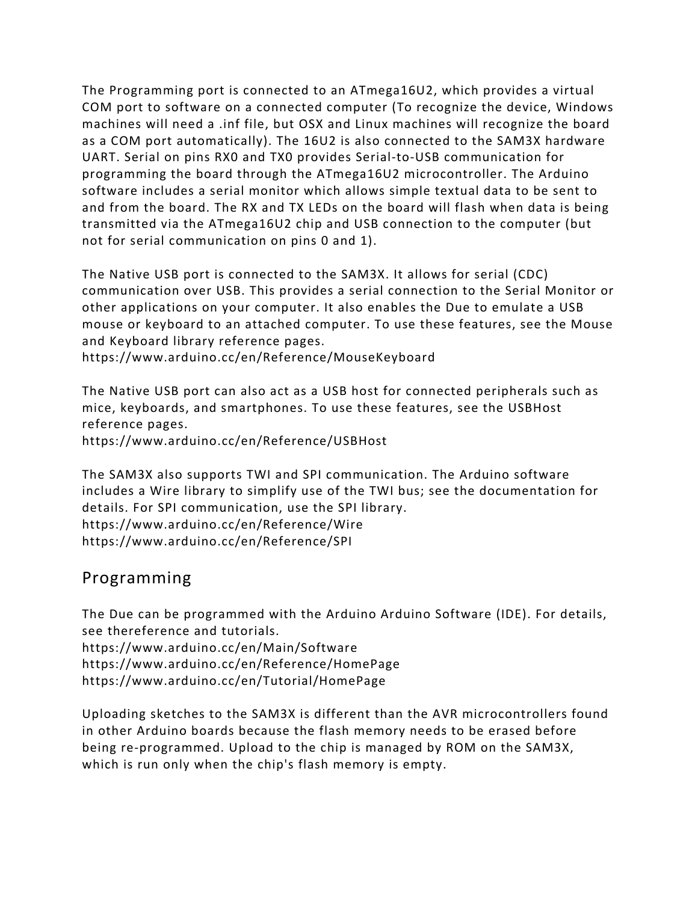The Programming port is connected to an ATmega16U2, which provides a virtual COM port to software on a connected computer (To recognize the device, Windows machines will need a .inf file, but OSX and Linux machines will recognize the board as a COM port automatically). The 16U2 is also connected to the SAM3X hardware UART. Serial on pins RX0 and TX0 provides Serial-to-USB communication for programming the board through the ATmega16U2 microcontroller. The Arduino software includes a serial monitor which allows simple textual data to be sent to and from the board. The RX and TX LEDs on the board will flash when data is being transmitted via the ATmega16U2 chip and USB connection to the computer (but not for serial communication on pins 0 and 1).

The Native USB port is connected to the SAM3X. It allows for serial (CDC) communication over USB. This provides a serial connection to the Serial Monitor or other applications on your computer. It also enables the Due to emulate a USB mouse or keyboard to an attached computer. To use these features, see the Mouse and Keyboard library reference pages.
https://www.arduino.cc/en/Reference/MouseKeyboard

The Native USB port can also act as a USB host for connected peripherals such as mice, keyboards, and smartphones. To use these features, see the USBHost reference pages.
https://www.arduino.cc/en/Reference/USBHost

The SAM3X also supports TWI and SPI communication. The Arduino software includes a Wire library to simplify use of the TWI bus; see the documentation for details. For SPI communication, use the SPI library.
https://www.arduino.cc/en/Reference/Wire
https://www.arduino.cc/en/Reference/SPI

## Programming

The Due can be programmed with the Arduino Arduino Software (IDE). For details, see thereference and tutorials.
https://www.arduino.cc/en/Main/Software
https://www.arduino.cc/en/Reference/HomePage
https://www.arduino.cc/en/Tutorial/HomePage

Uploading sketches to the SAM3X is different than the AVR microcontrollers found in other Arduino boards because the flash memory needs to be erased before being re-programmed. Upload to the chip is managed by ROM on the SAM3X, which is run only when the chip's flash memory is empty.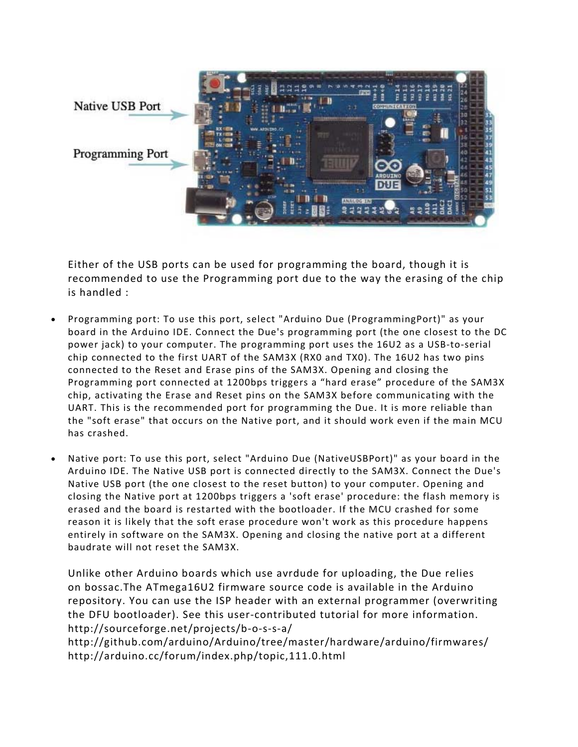Native USB Port

Programming Port

Either of the USB ports can be used for programming the board, though it is recommended to use the Programming port due to the way the erasing of the chip is handled :

- Programming port: To use this port, select "Arduino Due (ProgrammingPort)" as your board in the Arduino IDE. Connect the Due's programming port (the one closest to the DC power jack) to your computer. The programming port uses the 16U2 as a USB-to-serial chip connected to the first UART of the SAM3X (RX0 and TX0). The 16U2 has two pins connected to the Reset and Erase pins of the SAM3X. Opening and closing the Programming port connected at 1200bps triggers a “hard erase” procedure of the SAM3X chip, activating the Erase and Reset pins on the SAM3X before communicating with the UART. This is the recommended port for programming the Due. It is more reliable than the "soft erase" that occurs on the Native port, and it should work even if the main MCU has crashed.

- Native port: To use this port, select "Arduino Due (NativeUSBPort)" as your board in the Arduino IDE. The Native USB port is connected directly to the SAM3X. Connect the Due's Native USB port (the one closest to the reset button) to your computer. Opening and closing the Native port at 1200bps triggers a 'soft erase' procedure: the flash memory is erased and the board is restarted with the bootloader. If the MCU crashed for some reason it is likely that the soft erase procedure won't work as this procedure happens entirely in software on the SAM3X. Opening and closing the native port at a different baudrate will not reset the SAM3X.

Unlike other Arduino boards which use avrdude for uploading, the Due relies on bossac.The ATmega16U2 firmware source code is available in the Arduino repository. You can use the ISP header with an external programmer (overwriting the DFU bootloader). See this user-contributed tutorial for more information.
http://sourceforge.net/projects/b-o-s-s-a/
http://github.com/arduino/Arduino/tree/master/hardware/arduino/firmwares/
http://arduino.cc/forum/index.php/topic,111.0.html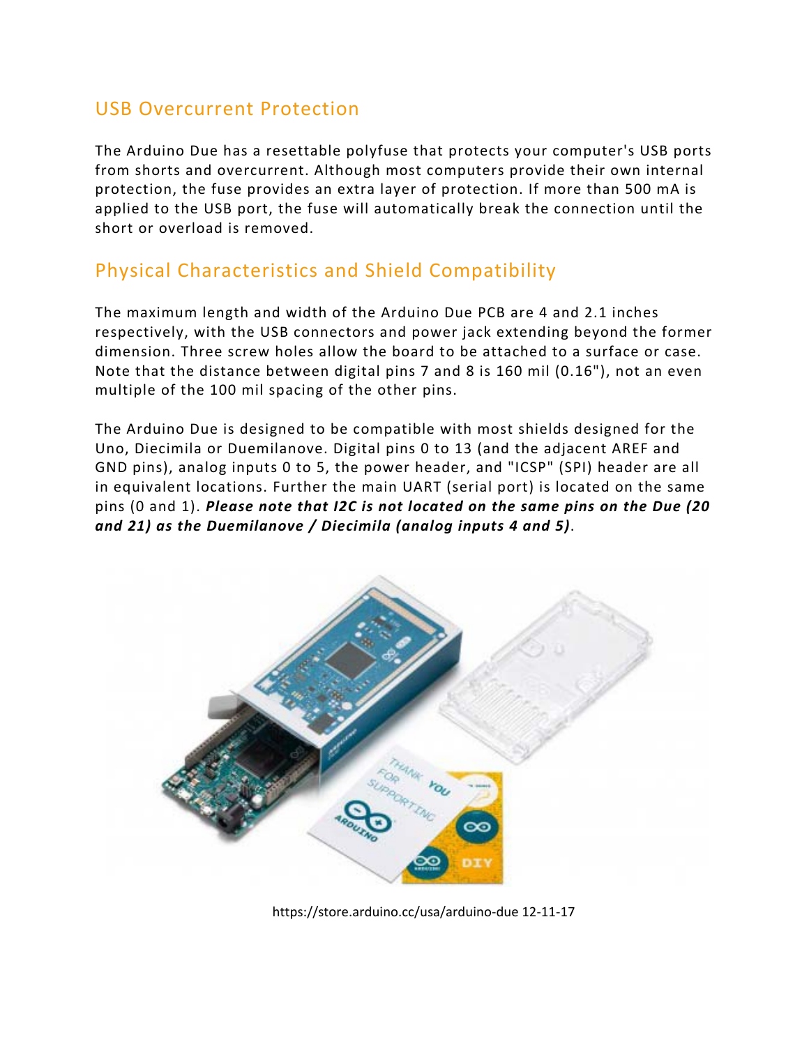## USB Overcurrent Protection

The Arduino Due has a resettable polyfuse that protects your computer's USB ports from shorts and overcurrent. Although most computers provide their own internal protection, the fuse provides an extra layer of protection. If more than 500 mA is applied to the USB port, the fuse will automatically break the connection until the short or overload is removed.

## Physical Characteristics and Shield Compatibility

The maximum length and width of the Arduino Due PCB are 4 and 2.1 inches respectively, with the USB connectors and power jack extending beyond the former dimension. Three screw holes allow the board to be attached to a surface or case. Note that the distance between digital pins 7 and 8 is 160 mil (0.16"), not an even multiple of the 100 mil spacing of the other pins.

The Arduino Due is designed to be compatible with most shields designed for the Uno, Diecimila or Duemilanove. Digital pins 0 to 13 (and the adjacent AREF and GND pins), analog inputs 0 to 5, the power header, and "ICSP" (SPI) header are all in equivalent locations. Further the main UART (serial port) is located on the same pins (0 and 1). ***Please note that I2C is not located on the same pins on the Due (20 and 21) as the Duemilanove / Diecimila (analog inputs 4 and 5)***.

https://store.arduino.cc/usa/arduino-due 12-11-17